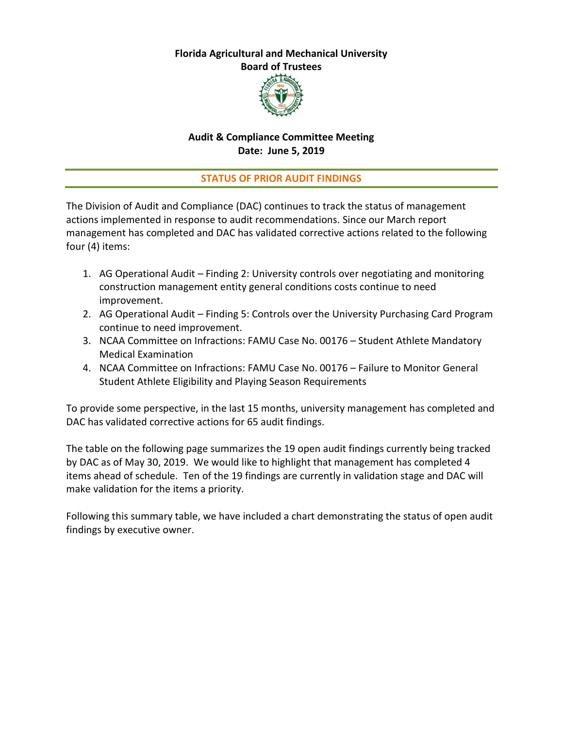**Florida Agricultural and Mechanical University**
**Board of Trustees**

**Audit & Compliance Committee Meeting**
**Date: June 5, 2019**

## STATUS OF PRIOR AUDIT FINDINGS

The Division of Audit and Compliance (DAC) continues to track the status of management actions implemented in response to audit recommendations. Since our March report management has completed and DAC has validated corrective actions related to the following four (4) items:

1. AG Operational Audit – Finding 2: University controls over negotiating and monitoring construction management entity general conditions costs continue to need improvement.
2. AG Operational Audit – Finding 5: Controls over the University Purchasing Card Program continue to need improvement.
3. NCAA Committee on Infractions: FAMU Case No. 00176 – Student Athlete Mandatory Medical Examination
4. NCAA Committee on Infractions: FAMU Case No. 00176 – Failure to Monitor General Student Athlete Eligibility and Playing Season Requirements

To provide some perspective, in the last 15 months, university management has completed and DAC has validated corrective actions for 65 audit findings.

The table on the following page summarizes the 19 open audit findings currently being tracked by DAC as of May 30, 2019. We would like to highlight that management has completed 4 items ahead of schedule. Ten of the 19 findings are currently in validation stage and DAC will make validation for the items a priority.

Following this summary table, we have included a chart demonstrating the status of open audit findings by executive owner.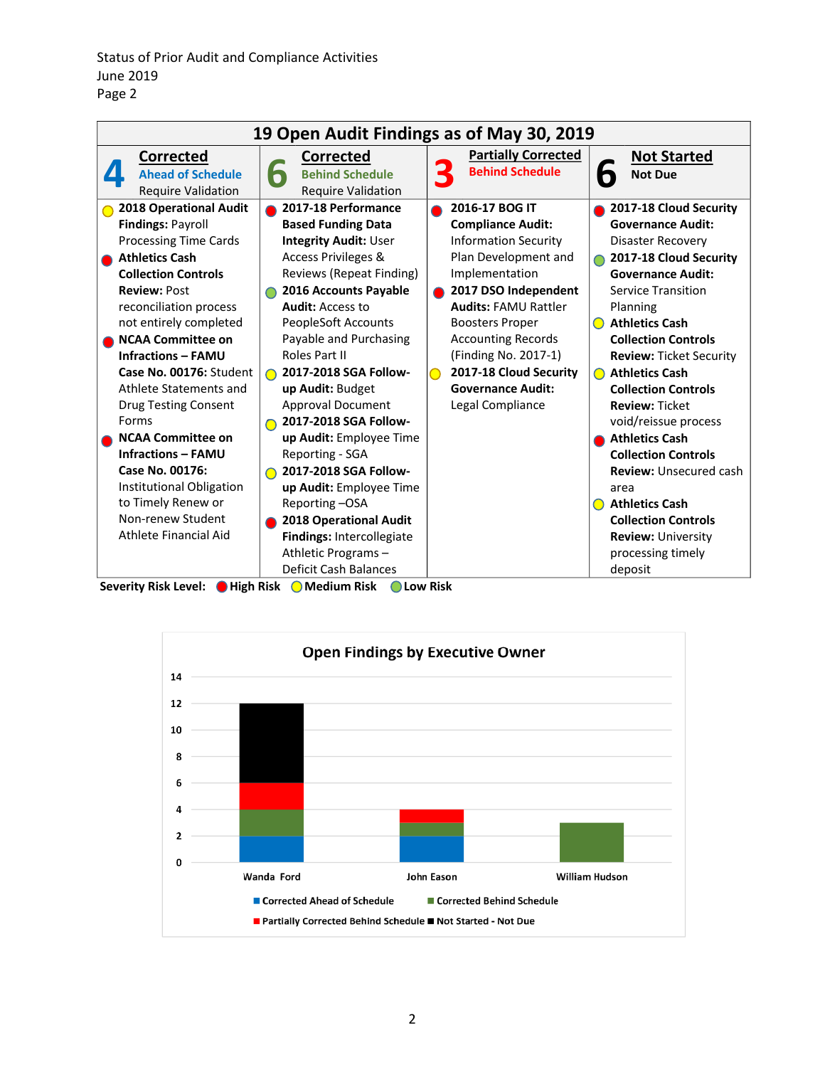Status of Prior Audit and Compliance Activities
June 2019
Page 2

## 19 Open Audit Findings as of May 30, 2019

| 4 Corrected Ahead of Schedule Require Validation | 6 Corrected Behind Schedule Require Validation | 3 Partially Corrected Behind Schedule | 6 Not Started Not Due |
|---|---|---|---|
| (Medium Risk) **2018 Operational Audit Findings:** Payroll Processing Time Cards | (High Risk) **2017-18 Performance Based Funding Data Integrity Audit:** User Access Privileges & Reviews (Repeat Finding) | (High Risk) **2016-17 BOG IT Compliance Audit:** Information Security Plan Development and Implementation | (High Risk) **2017-18 Cloud Security Governance Audit:** Disaster Recovery |
| (High Risk) **Athletics Cash Collection Controls Review:** Post reconciliation process not entirely completed | (Low Risk) **2016 Accounts Payable Audit:** Access to PeopleSoft Accounts Payable and Purchasing Roles Part II | (High Risk) **2017 DSO Independent Audits:** FAMU Rattler Boosters Proper Accounting Records (Finding No. 2017-1) | (Low Risk) **2017-18 Cloud Security Governance Audit:** Service Transition Planning |
| (High Risk) **NCAA Committee on Infractions – FAMU Case No. 00176:** Student Athlete Statements and Drug Testing Consent Forms | (Medium Risk) **2017-2018 SGA Follow-up Audit:** Budget Approval Document | (Medium Risk) **2017-18 Cloud Security Governance Audit:** Legal Compliance | (Medium Risk) **Athletics Cash Collection Controls Review:** Ticket Security |
| (High Risk) **NCAA Committee on Infractions – FAMU Case No. 00176:** Institutional Obligation to Timely Renew or Non-renew Student Athlete Financial Aid | (Medium Risk) **2017-2018 SGA Follow-up Audit:** Employee Time Reporting - SGA | | (Medium Risk) **Athletics Cash Collection Controls Review:** Ticket void/reissue process |
| | (Medium Risk) **2017-2018 SGA Follow-up Audit:** Employee Time Reporting –OSA | | (High Risk) **Athletics Cash Collection Controls Review:** Unsecured cash area |
| | (High Risk) **2018 Operational Audit Findings:** Intercollegiate Athletic Programs – Deficit Cash Balances | | (Medium Risk) **Athletics Cash Collection Controls Review:** University processing timely deposit |

**Severity Risk Level:** High Risk, Medium Risk, Low Risk

### Open Findings by Executive Owner

| Executive Owner | Corrected Ahead of Schedule | Corrected Behind Schedule | Partially Corrected Behind Schedule | Not Started - Not Due |
|---|---|---|---|---|
| Wanda Ford | 2 | 2 | 2 | 6 |
| John Eason | 2 | 1 | 1 | 0 |
| William Hudson | 0 | 3 | 0 | 0 |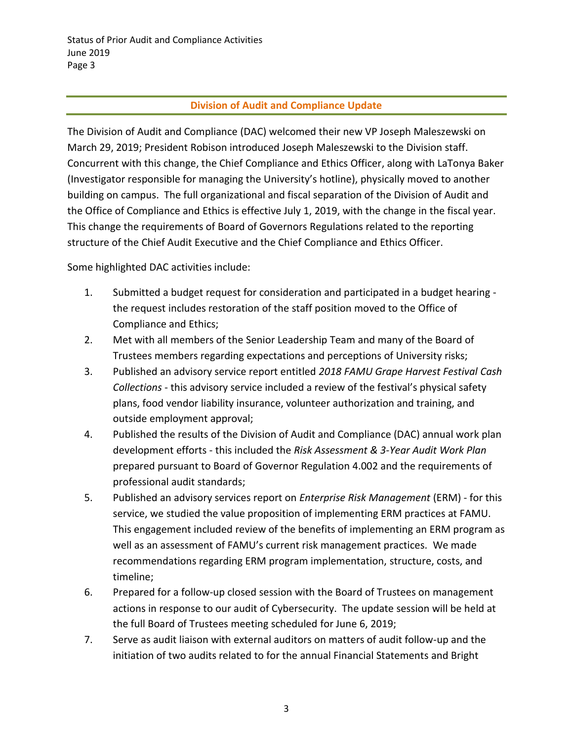## Division of Audit and Compliance Update

The Division of Audit and Compliance (DAC) welcomed their new VP Joseph Maleszewski on March 29, 2019; President Robison introduced Joseph Maleszewski to the Division staff. Concurrent with this change, the Chief Compliance and Ethics Officer, along with LaTonya Baker (Investigator responsible for managing the University's hotline), physically moved to another building on campus. The full organizational and fiscal separation of the Division of Audit and the Office of Compliance and Ethics is effective July 1, 2019, with the change in the fiscal year. This change the requirements of Board of Governors Regulations related to the reporting structure of the Chief Audit Executive and the Chief Compliance and Ethics Officer.

Some highlighted DAC activities include:

1. Submitted a budget request for consideration and participated in a budget hearing - the request includes restoration of the staff position moved to the Office of Compliance and Ethics;
2. Met with all members of the Senior Leadership Team and many of the Board of Trustees members regarding expectations and perceptions of University risks;
3. Published an advisory service report entitled *2018 FAMU Grape Harvest Festival Cash Collections* - this advisory service included a review of the festival's physical safety plans, food vendor liability insurance, volunteer authorization and training, and outside employment approval;
4. Published the results of the Division of Audit and Compliance (DAC) annual work plan development efforts - this included the *Risk Assessment & 3-Year Audit Work Plan* prepared pursuant to Board of Governor Regulation 4.002 and the requirements of professional audit standards;
5. Published an advisory services report on *Enterprise Risk Management* (ERM) - for this service, we studied the value proposition of implementing ERM practices at FAMU. This engagement included review of the benefits of implementing an ERM program as well as an assessment of FAMU's current risk management practices. We made recommendations regarding ERM program implementation, structure, costs, and timeline;
6. Prepared for a follow-up closed session with the Board of Trustees on management actions in response to our audit of Cybersecurity. The update session will be held at the full Board of Trustees meeting scheduled for June 6, 2019;
7. Serve as audit liaison with external auditors on matters of audit follow-up and the initiation of two audits related to for the annual Financial Statements and Bright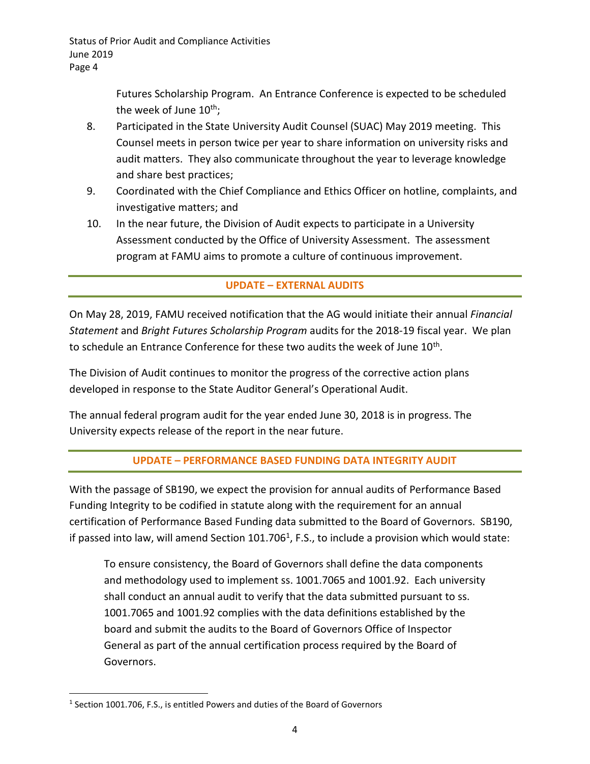Futures Scholarship Program. An Entrance Conference is expected to be scheduled the week of June 10th;

8. Participated in the State University Audit Counsel (SUAC) May 2019 meeting. This Counsel meets in person twice per year to share information on university risks and audit matters. They also communicate throughout the year to leverage knowledge and share best practices;
9. Coordinated with the Chief Compliance and Ethics Officer on hotline, complaints, and investigative matters; and
10. In the near future, the Division of Audit expects to participate in a University Assessment conducted by the Office of University Assessment. The assessment program at FAMU aims to promote a culture of continuous improvement.

## UPDATE – EXTERNAL AUDITS

On May 28, 2019, FAMU received notification that the AG would initiate their annual *Financial Statement* and *Bright Futures Scholarship Program* audits for the 2018-19 fiscal year. We plan to schedule an Entrance Conference for these two audits the week of June 10th.

The Division of Audit continues to monitor the progress of the corrective action plans developed in response to the State Auditor General's Operational Audit.

The annual federal program audit for the year ended June 30, 2018 is in progress. The University expects release of the report in the near future.

## UPDATE – PERFORMANCE BASED FUNDING DATA INTEGRITY AUDIT

With the passage of SB190, we expect the provision for annual audits of Performance Based Funding Integrity to be codified in statute along with the requirement for an annual certification of Performance Based Funding data submitted to the Board of Governors. SB190, if passed into law, will amend Section 101.706[1], F.S., to include a provision which would state:

> To ensure consistency, the Board of Governors shall define the data components and methodology used to implement ss. 1001.7065 and 1001.92. Each university shall conduct an annual audit to verify that the data submitted pursuant to ss. 1001.7065 and 1001.92 complies with the data definitions established by the board and submit the audits to the Board of Governors Office of Inspector General as part of the annual certification process required by the Board of Governors.

[1] Section 1001.706, F.S., is entitled Powers and duties of the Board of Governors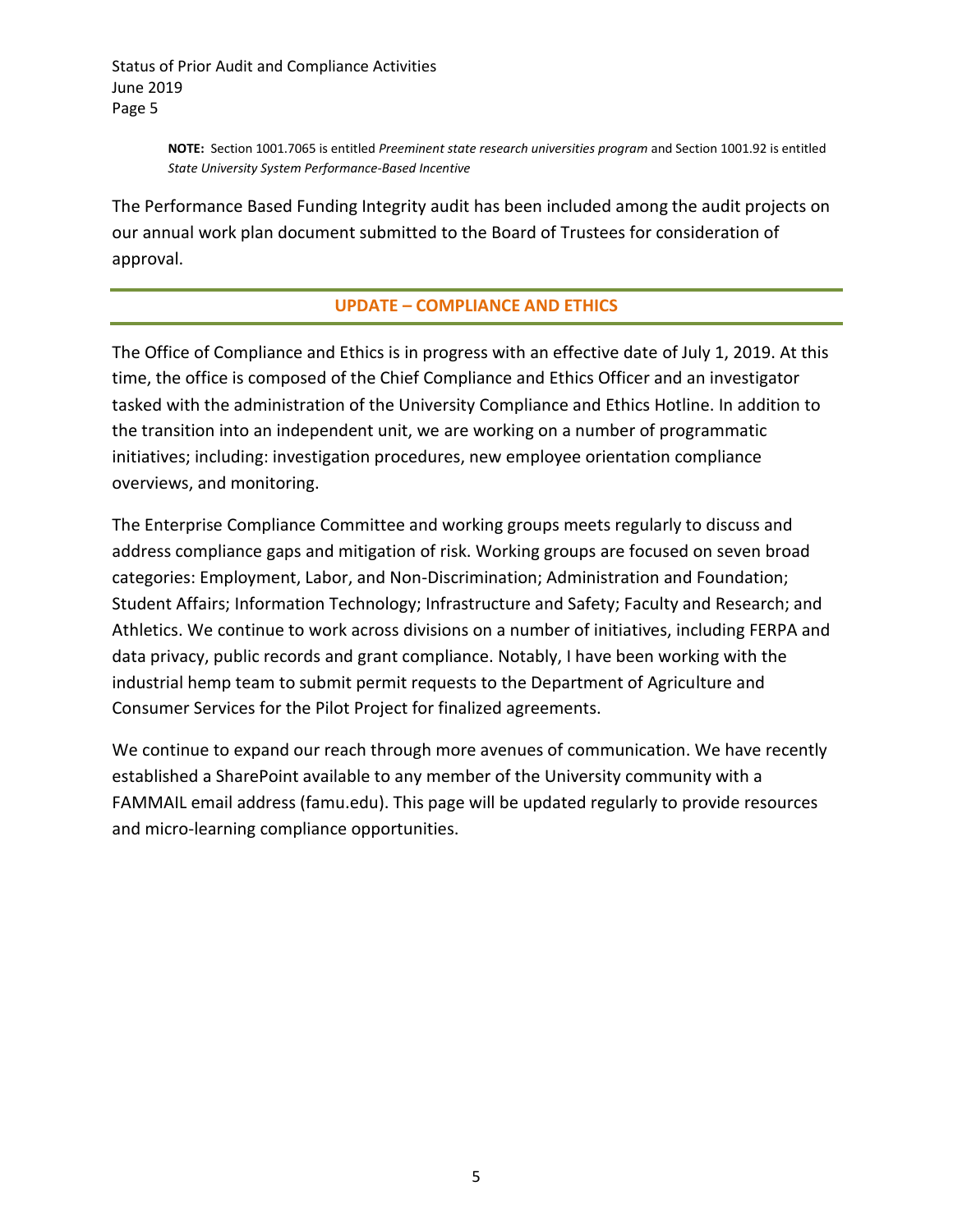**NOTE:** Section 1001.7065 is entitled *Preeminent state research universities program* and Section 1001.92 is entitled *State University System Performance-Based Incentive*

The Performance Based Funding Integrity audit has been included among the audit projects on our annual work plan document submitted to the Board of Trustees for consideration of approval.

## UPDATE – COMPLIANCE AND ETHICS

The Office of Compliance and Ethics is in progress with an effective date of July 1, 2019. At this time, the office is composed of the Chief Compliance and Ethics Officer and an investigator tasked with the administration of the University Compliance and Ethics Hotline. In addition to the transition into an independent unit, we are working on a number of programmatic initiatives; including: investigation procedures, new employee orientation compliance overviews, and monitoring.

The Enterprise Compliance Committee and working groups meets regularly to discuss and address compliance gaps and mitigation of risk. Working groups are focused on seven broad categories: Employment, Labor, and Non-Discrimination; Administration and Foundation; Student Affairs; Information Technology; Infrastructure and Safety; Faculty and Research; and Athletics. We continue to work across divisions on a number of initiatives, including FERPA and data privacy, public records and grant compliance. Notably, I have been working with the industrial hemp team to submit permit requests to the Department of Agriculture and Consumer Services for the Pilot Project for finalized agreements.

We continue to expand our reach through more avenues of communication. We have recently established a SharePoint available to any member of the University community with a FAMMAIL email address (famu.edu). This page will be updated regularly to provide resources and micro-learning compliance opportunities.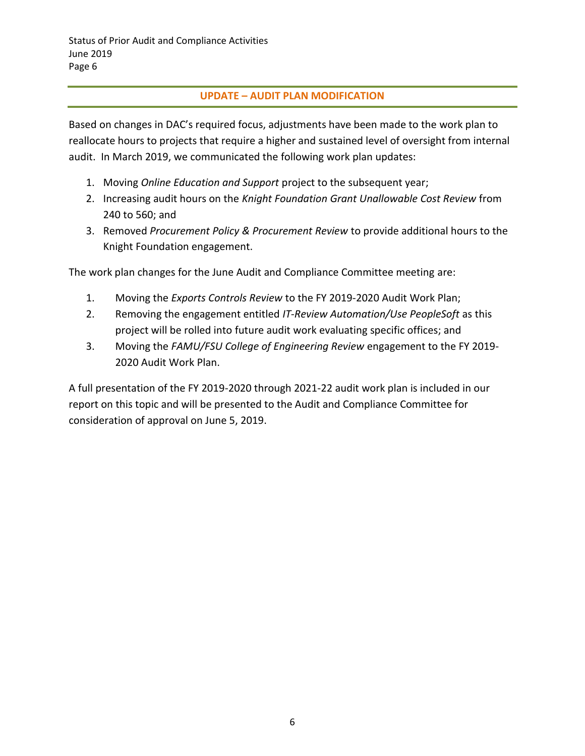## UPDATE – AUDIT PLAN MODIFICATION

Based on changes in DAC's required focus, adjustments have been made to the work plan to reallocate hours to projects that require a higher and sustained level of oversight from internal audit. In March 2019, we communicated the following work plan updates:

1. Moving *Online Education and Support* project to the subsequent year;
2. Increasing audit hours on the *Knight Foundation Grant Unallowable Cost Review* from 240 to 560; and
3. Removed *Procurement Policy & Procurement Review* to provide additional hours to the Knight Foundation engagement.

The work plan changes for the June Audit and Compliance Committee meeting are:

1. Moving the *Exports Controls Review* to the FY 2019-2020 Audit Work Plan;
2. Removing the engagement entitled *IT-Review Automation/Use PeopleSoft* as this project will be rolled into future audit work evaluating specific offices; and
3. Moving the *FAMU/FSU College of Engineering Review* engagement to the FY 2019-2020 Audit Work Plan.

A full presentation of the FY 2019-2020 through 2021-22 audit work plan is included in our report on this topic and will be presented to the Audit and Compliance Committee for consideration of approval on June 5, 2019.